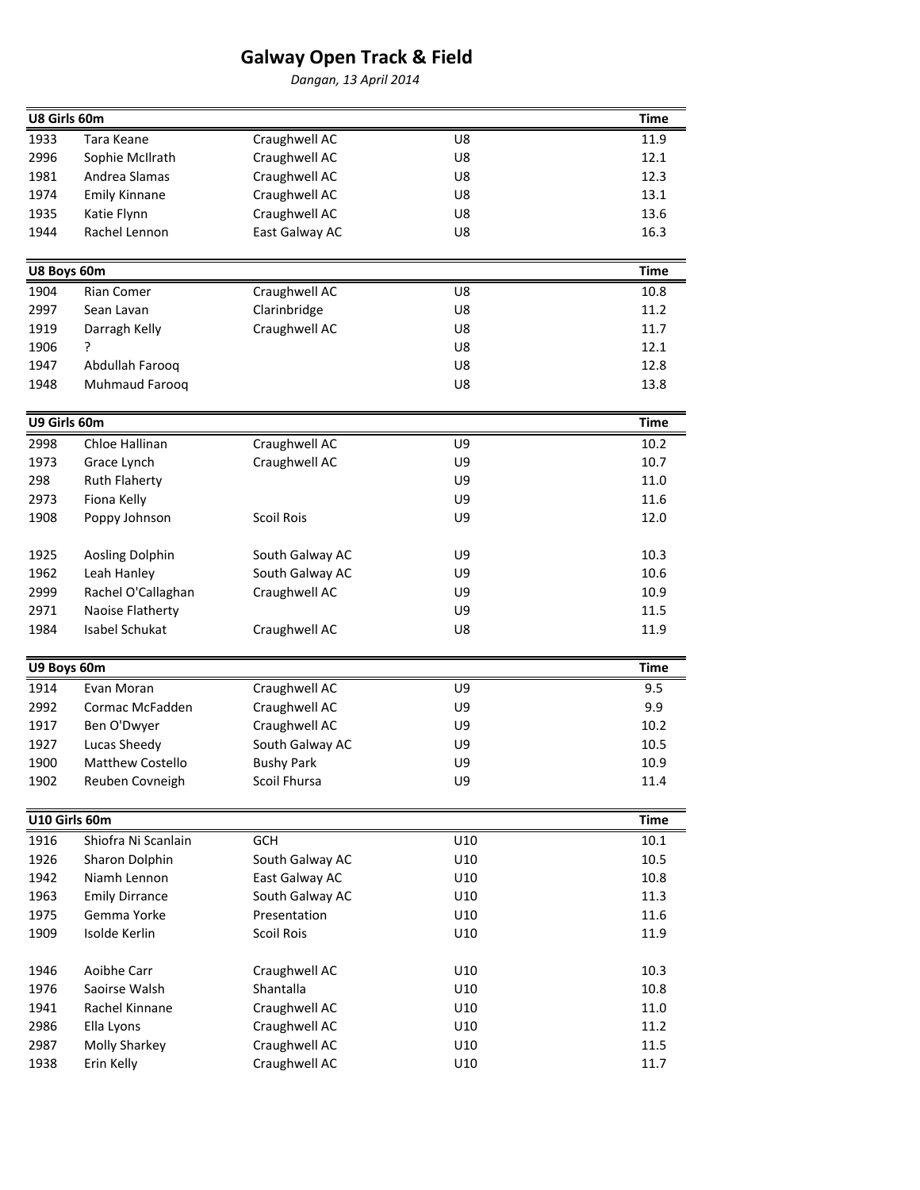# Galway Open Track & Field

*Dangan, 13 April 2014*

| U8 Girls 60m | | | | Time |
|---|---|---|---|---|
| 1933 | Tara Keane | Craughwell AC | U8 | 11.9 |
| 2996 | Sophie McIlrath | Craughwell AC | U8 | 12.1 |
| 1981 | Andrea Slamas | Craughwell AC | U8 | 12.3 |
| 1974 | Emily Kinnane | Craughwell AC | U8 | 13.1 |
| 1935 | Katie Flynn | Craughwell AC | U8 | 13.6 |
| 1944 | Rachel Lennon | East Galway AC | U8 | 16.3 |

| U8 Boys 60m | | | | Time |
|---|---|---|---|---|
| 1904 | Rian Comer | Craughwell AC | U8 | 10.8 |
| 2997 | Sean Lavan | Clarinbridge | U8 | 11.2 |
| 1919 | Darragh Kelly | Craughwell AC | U8 | 11.7 |
| 1906 | ? | | U8 | 12.1 |
| 1947 | Abdullah Farooq | | U8 | 12.8 |
| 1948 | Muhmaud Farooq | | U8 | 13.8 |

| U9 Girls 60m | | | | Time |
|---|---|---|---|---|
| 2998 | Chloe Hallinan | Craughwell AC | U9 | 10.2 |
| 1973 | Grace Lynch | Craughwell AC | U9 | 10.7 |
| 298 | Ruth Flaherty | | U9 | 11.0 |
| 2973 | Fiona Kelly | | U9 | 11.6 |
| 1908 | Poppy Johnson | Scoil Rois | U9 | 12.0 |
| | | | | |
| 1925 | Aosling Dolphin | South Galway AC | U9 | 10.3 |
| 1962 | Leah Hanley | South Galway AC | U9 | 10.6 |
| 2999 | Rachel O'Callaghan | Craughwell AC | U9 | 10.9 |
| 2971 | Naoise Flatherty | | U9 | 11.5 |
| 1984 | Isabel Schukat | Craughwell AC | U8 | 11.9 |

| U9 Boys 60m | | | | Time |
|---|---|---|---|---|
| 1914 | Evan Moran | Craughwell AC | U9 | 9.5 |
| 2992 | Cormac McFadden | Craughwell AC | U9 | 9.9 |
| 1917 | Ben O'Dwyer | Craughwell AC | U9 | 10.2 |
| 1927 | Lucas Sheedy | South Galway AC | U9 | 10.5 |
| 1900 | Matthew Costello | Bushy Park | U9 | 10.9 |
| 1902 | Reuben Covneigh | Scoil Fhursa | U9 | 11.4 |

| U10 Girls 60m | | | | Time |
|---|---|---|---|---|
| 1916 | Shiofra Ni Scanlain | GCH | U10 | 10.1 |
| 1926 | Sharon Dolphin | South Galway AC | U10 | 10.5 |
| 1942 | Niamh Lennon | East Galway AC | U10 | 10.8 |
| 1963 | Emily Dirrance | South Galway AC | U10 | 11.3 |
| 1975 | Gemma Yorke | Presentation | U10 | 11.6 |
| 1909 | Isolde Kerlin | Scoil Rois | U10 | 11.9 |
| | | | | |
| 1946 | Aoibhe Carr | Craughwell AC | U10 | 10.3 |
| 1976 | Saoirse Walsh | Shantalla | U10 | 10.8 |
| 1941 | Rachel Kinnane | Craughwell AC | U10 | 11.0 |
| 2986 | Ella Lyons | Craughwell AC | U10 | 11.2 |
| 2987 | Molly Sharkey | Craughwell AC | U10 | 11.5 |
| 1938 | Erin Kelly | Craughwell AC | U10 | 11.7 |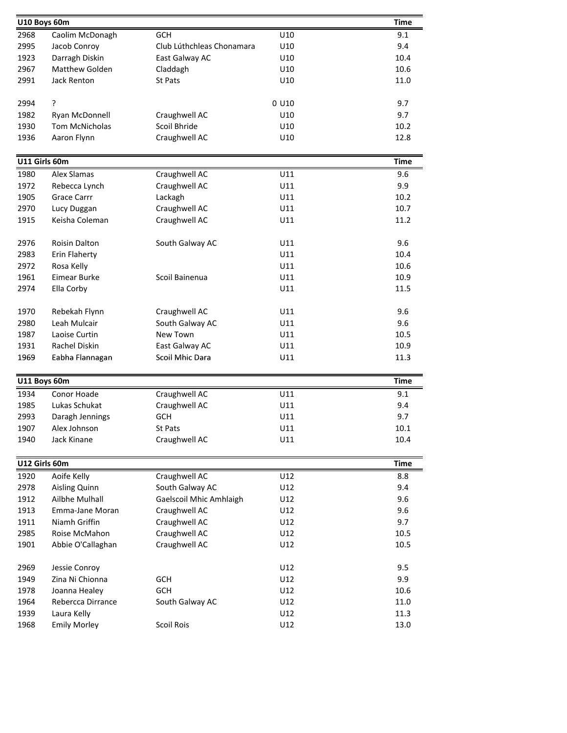| U10 Boys 60m | | | | Time |
|---|---|---|---|---|
| 2968 | Caolim McDonagh | GCH | U10 | 9.1 |
| 2995 | Jacob Conroy | Club Lúthchleas Chonamara | U10 | 9.4 |
| 1923 | Darragh Diskin | East Galway AC | U10 | 10.4 |
| 2967 | Matthew Golden | Claddagh | U10 | 10.6 |
| 2991 | Jack Renton | St Pats | U10 | 11.0 |
| | | | | |
| 2994 | ? | | 0 U10 | 9.7 |
| 1982 | Ryan McDonnell | Craughwell AC | U10 | 9.7 |
| 1930 | Tom McNicholas | Scoil Bhride | U10 | 10.2 |
| 1936 | Aaron Flynn | Craughwell AC | U10 | 12.8 |

| U11 Girls 60m | | | | Time |
|---|---|---|---|---|
| 1980 | Alex Slamas | Craughwell AC | U11 | 9.6 |
| 1972 | Rebecca Lynch | Craughwell AC | U11 | 9.9 |
| 1905 | Grace Carrr | Lackagh | U11 | 10.2 |
| 2970 | Lucy Duggan | Craughwell AC | U11 | 10.7 |
| 1915 | Keisha Coleman | Craughwell AC | U11 | 11.2 |
| | | | | |
| 2976 | Roisin Dalton | South Galway AC | U11 | 9.6 |
| 2983 | Erin Flaherty | | U11 | 10.4 |
| 2972 | Rosa Kelly | | U11 | 10.6 |
| 1961 | Eimear Burke | Scoil Bainenua | U11 | 10.9 |
| 2974 | Ella Corby | | U11 | 11.5 |
| | | | | |
| 1970 | Rebekah Flynn | Craughwell AC | U11 | 9.6 |
| 2980 | Leah Mulcair | South Galway AC | U11 | 9.6 |
| 1987 | Laoise Curtin | New Town | U11 | 10.5 |
| 1931 | Rachel Diskin | East Galway AC | U11 | 10.9 |
| 1969 | Eabha Flannagan | Scoil Mhic Dara | U11 | 11.3 |

| U11 Boys 60m | | | | Time |
|---|---|---|---|---|
| 1934 | Conor Hoade | Craughwell AC | U11 | 9.1 |
| 1985 | Lukas Schukat | Craughwell AC | U11 | 9.4 |
| 2993 | Daragh Jennings | GCH | U11 | 9.7 |
| 1907 | Alex Johnson | St Pats | U11 | 10.1 |
| 1940 | Jack Kinane | Craughwell AC | U11 | 10.4 |

| U12 Girls 60m | | | | Time |
|---|---|---|---|---|
| 1920 | Aoife Kelly | Craughwell AC | U12 | 8.8 |
| 2978 | Aisling Quinn | South Galway AC | U12 | 9.4 |
| 1912 | Ailbhe Mulhall | Gaelscoil Mhic Amhlaigh | U12 | 9.6 |
| 1913 | Emma-Jane Moran | Craughwell AC | U12 | 9.6 |
| 1911 | Niamh Griffin | Craughwell AC | U12 | 9.7 |
| 2985 | Roise McMahon | Craughwell AC | U12 | 10.5 |
| 1901 | Abbie O'Callaghan | Craughwell AC | U12 | 10.5 |
| | | | | |
| 2969 | Jessie Conroy | | U12 | 9.5 |
| 1949 | Zina Ni Chionna | GCH | U12 | 9.9 |
| 1978 | Joanna Healey | GCH | U12 | 10.6 |
| 1964 | Rebercca Dirrance | South Galway AC | U12 | 11.0 |
| 1939 | Laura Kelly | | U12 | 11.3 |
| 1968 | Emily Morley | Scoil Rois | U12 | 13.0 |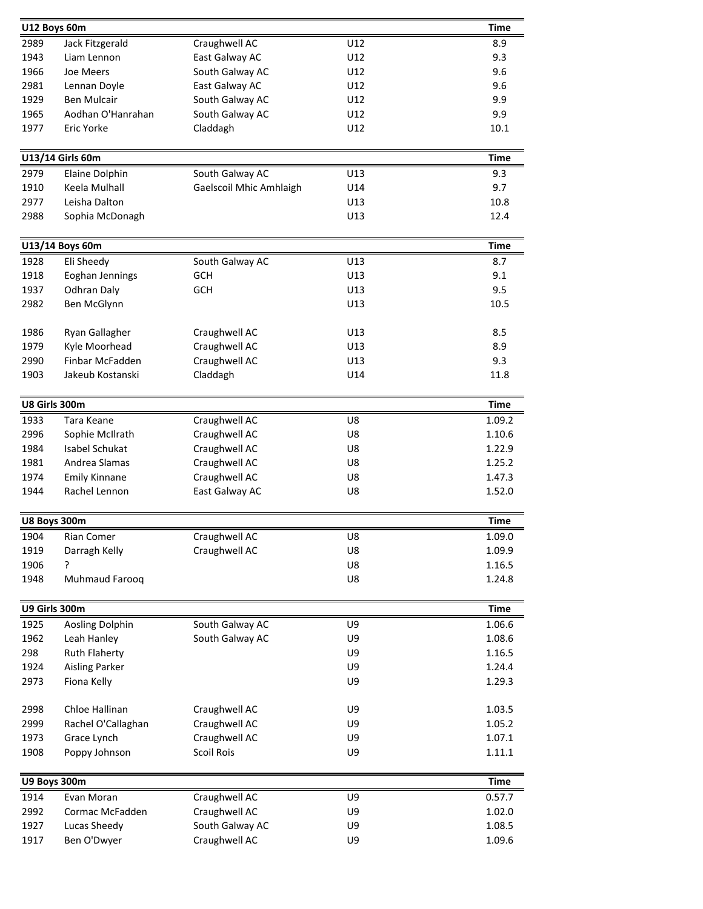| U12 Boys 60m | | | | Time |
|---|---|---|---|---|
| 2989 | Jack Fitzgerald | Craughwell AC | U12 | 8.9 |
| 1943 | Liam Lennon | East Galway AC | U12 | 9.3 |
| 1966 | Joe Meers | South Galway AC | U12 | 9.6 |
| 2981 | Lennan Doyle | East Galway AC | U12 | 9.6 |
| 1929 | Ben Mulcair | South Galway AC | U12 | 9.9 |
| 1965 | Aodhan O'Hanrahan | South Galway AC | U12 | 9.9 |
| 1977 | Eric Yorke | Claddagh | U12 | 10.1 |

| U13/14 Girls 60m | | | | Time |
|---|---|---|---|---|
| 2979 | Elaine Dolphin | South Galway AC | U13 | 9.3 |
| 1910 | Keela Mulhall | Gaelscoil Mhic Amhlaigh | U14 | 9.7 |
| 2977 | Leisha Dalton | | U13 | 10.8 |
| 2988 | Sophia McDonagh | | U13 | 12.4 |

| U13/14 Boys 60m | | | | Time |
|---|---|---|---|---|
| 1928 | Eli Sheedy | South Galway AC | U13 | 8.7 |
| 1918 | Eoghan Jennings | GCH | U13 | 9.1 |
| 1937 | Odhran Daly | GCH | U13 | 9.5 |
| 2982 | Ben McGlynn | | U13 | 10.5 |
| | | | | |
| 1986 | Ryan Gallagher | Craughwell AC | U13 | 8.5 |
| 1979 | Kyle Moorhead | Craughwell AC | U13 | 8.9 |
| 2990 | Finbar McFadden | Craughwell AC | U13 | 9.3 |
| 1903 | Jakeub Kostanski | Claddagh | U14 | 11.8 |

| U8 Girls 300m | | | | Time |
|---|---|---|---|---|
| 1933 | Tara Keane | Craughwell AC | U8 | 1.09.2 |
| 2996 | Sophie McIlrath | Craughwell AC | U8 | 1.10.6 |
| 1984 | Isabel Schukat | Craughwell AC | U8 | 1.22.9 |
| 1981 | Andrea Slamas | Craughwell AC | U8 | 1.25.2 |
| 1974 | Emily Kinnane | Craughwell AC | U8 | 1.47.3 |
| 1944 | Rachel Lennon | East Galway AC | U8 | 1.52.0 |

| U8 Boys 300m | | | | Time |
|---|---|---|---|---|
| 1904 | Rian Comer | Craughwell AC | U8 | 1.09.0 |
| 1919 | Darragh Kelly | Craughwell AC | U8 | 1.09.9 |
| 1906 | ? | | U8 | 1.16.5 |
| 1948 | Muhmaud Farooq | | U8 | 1.24.8 |

| U9 Girls 300m | | | | Time |
|---|---|---|---|---|
| 1925 | Aosling Dolphin | South Galway AC | U9 | 1.06.6 |
| 1962 | Leah Hanley | South Galway AC | U9 | 1.08.6 |
| 298 | Ruth Flaherty | | U9 | 1.16.5 |
| 1924 | Aisling Parker | | U9 | 1.24.4 |
| 2973 | Fiona Kelly | | U9 | 1.29.3 |
| | | | | |
| 2998 | Chloe Hallinan | Craughwell AC | U9 | 1.03.5 |
| 2999 | Rachel O'Callaghan | Craughwell AC | U9 | 1.05.2 |
| 1973 | Grace Lynch | Craughwell AC | U9 | 1.07.1 |
| 1908 | Poppy Johnson | Scoil Rois | U9 | 1.11.1 |

| U9 Boys 300m | | | | Time |
|---|---|---|---|---|
| 1914 | Evan Moran | Craughwell AC | U9 | 0.57.7 |
| 2992 | Cormac McFadden | Craughwell AC | U9 | 1.02.0 |
| 1927 | Lucas Sheedy | South Galway AC | U9 | 1.08.5 |
| 1917 | Ben O'Dwyer | Craughwell AC | U9 | 1.09.6 |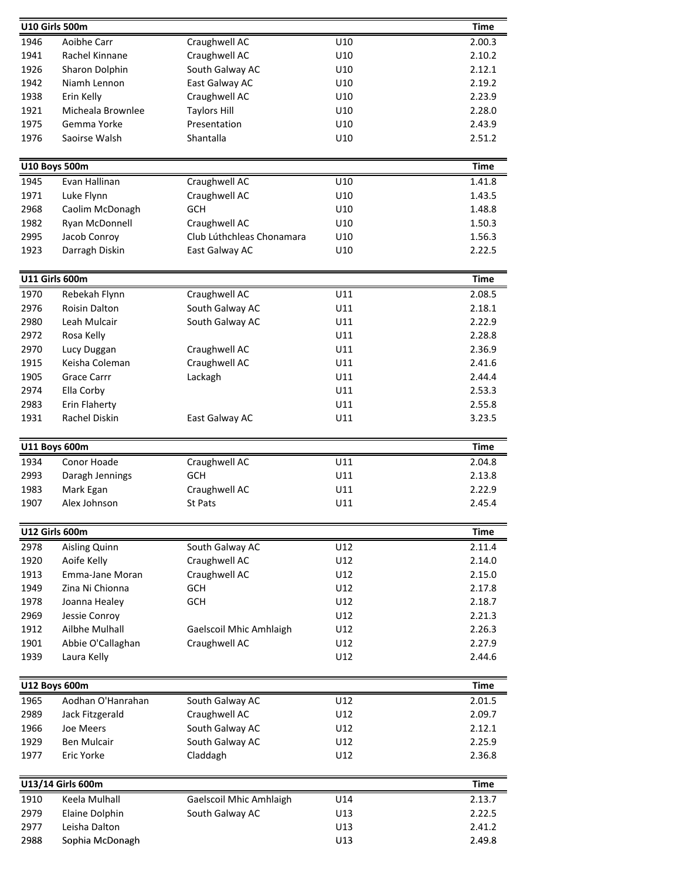| U10 Girls 500m | | | | Time |
|---|---|---|---|---|
| 1946 | Aoibhe Carr | Craughwell AC | U10 | 2.00.3 |
| 1941 | Rachel Kinnane | Craughwell AC | U10 | 2.10.2 |
| 1926 | Sharon Dolphin | South Galway AC | U10 | 2.12.1 |
| 1942 | Niamh Lennon | East Galway AC | U10 | 2.19.2 |
| 1938 | Erin Kelly | Craughwell AC | U10 | 2.23.9 |
| 1921 | Micheala Brownlee | Taylors Hill | U10 | 2.28.0 |
| 1975 | Gemma Yorke | Presentation | U10 | 2.43.9 |
| 1976 | Saoirse Walsh | Shantalla | U10 | 2.51.2 |

| U10 Boys 500m | | | | Time |
|---|---|---|---|---|
| 1945 | Evan Hallinan | Craughwell AC | U10 | 1.41.8 |
| 1971 | Luke Flynn | Craughwell AC | U10 | 1.43.5 |
| 2968 | Caolim McDonagh | GCH | U10 | 1.48.8 |
| 1982 | Ryan McDonnell | Craughwell AC | U10 | 1.50.3 |
| 2995 | Jacob Conroy | Club Lúthchleas Chonamara | U10 | 1.56.3 |
| 1923 | Darragh Diskin | East Galway AC | U10 | 2.22.5 |

| U11 Girls 600m | | | | Time |
|---|---|---|---|---|
| 1970 | Rebekah Flynn | Craughwell AC | U11 | 2.08.5 |
| 2976 | Roisin Dalton | South Galway AC | U11 | 2.18.1 |
| 2980 | Leah Mulcair | South Galway AC | U11 | 2.22.9 |
| 2972 | Rosa Kelly | | U11 | 2.28.8 |
| 2970 | Lucy Duggan | Craughwell AC | U11 | 2.36.9 |
| 1915 | Keisha Coleman | Craughwell AC | U11 | 2.41.6 |
| 1905 | Grace Carrr | Lackagh | U11 | 2.44.4 |
| 2974 | Ella Corby | | U11 | 2.53.3 |
| 2983 | Erin Flaherty | | U11 | 2.55.8 |
| 1931 | Rachel Diskin | East Galway AC | U11 | 3.23.5 |

| U11 Boys 600m | | | | Time |
|---|---|---|---|---|
| 1934 | Conor Hoade | Craughwell AC | U11 | 2.04.8 |
| 2993 | Daragh Jennings | GCH | U11 | 2.13.8 |
| 1983 | Mark Egan | Craughwell AC | U11 | 2.22.9 |
| 1907 | Alex Johnson | St Pats | U11 | 2.45.4 |

| U12 Girls 600m | | | | Time |
|---|---|---|---|---|
| 2978 | Aisling Quinn | South Galway AC | U12 | 2.11.4 |
| 1920 | Aoife Kelly | Craughwell AC | U12 | 2.14.0 |
| 1913 | Emma-Jane Moran | Craughwell AC | U12 | 2.15.0 |
| 1949 | Zina Ni Chionna | GCH | U12 | 2.17.8 |
| 1978 | Joanna Healey | GCH | U12 | 2.18.7 |
| 2969 | Jessie Conroy | | U12 | 2.21.3 |
| 1912 | Ailbhe Mulhall | Gaelscoil Mhic Amhlaigh | U12 | 2.26.3 |
| 1901 | Abbie O'Callaghan | Craughwell AC | U12 | 2.27.9 |
| 1939 | Laura Kelly | | U12 | 2.44.6 |

| U12 Boys 600m | | | | Time |
|---|---|---|---|---|
| 1965 | Aodhan O'Hanrahan | South Galway AC | U12 | 2.01.5 |
| 2989 | Jack Fitzgerald | Craughwell AC | U12 | 2.09.7 |
| 1966 | Joe Meers | South Galway AC | U12 | 2.12.1 |
| 1929 | Ben Mulcair | South Galway AC | U12 | 2.25.9 |
| 1977 | Eric Yorke | Claddagh | U12 | 2.36.8 |

| U13/14 Girls 600m | | | | Time |
|---|---|---|---|---|
| 1910 | Keela Mulhall | Gaelscoil Mhic Amhlaigh | U14 | 2.13.7 |
| 2979 | Elaine Dolphin | South Galway AC | U13 | 2.22.5 |
| 2977 | Leisha Dalton | | U13 | 2.41.2 |
| 2988 | Sophia McDonagh | | U13 | 2.49.8 |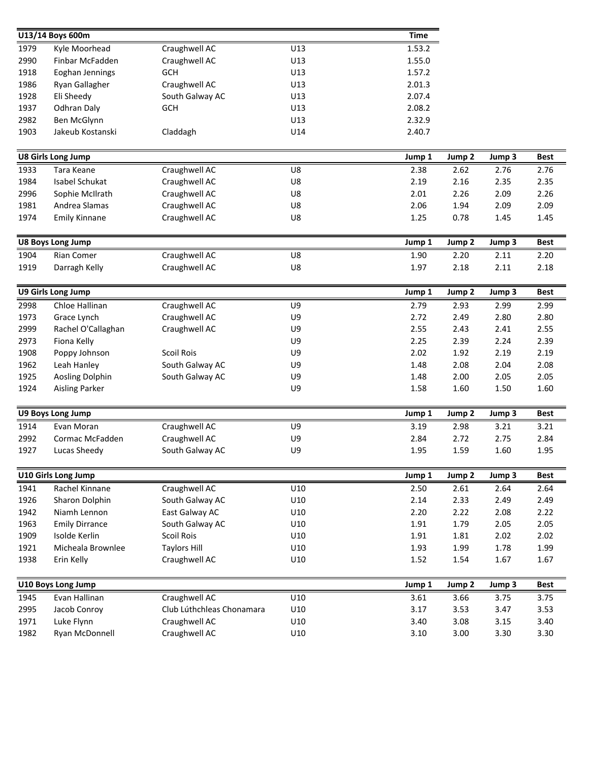| U13/14 Boys 600m | | | | Time |
|---|---|---|---|---|
| 1979 | Kyle Moorhead | Craughwell AC | U13 | 1.53.2 |
| 2990 | Finbar McFadden | Craughwell AC | U13 | 1.55.0 |
| 1918 | Eoghan Jennings | GCH | U13 | 1.57.2 |
| 1986 | Ryan Gallagher | Craughwell AC | U13 | 2.01.3 |
| 1928 | Eli Sheedy | South Galway AC | U13 | 2.07.4 |
| 1937 | Odhran Daly | GCH | U13 | 2.08.2 |
| 2982 | Ben McGlynn | | U13 | 2.32.9 |
| 1903 | Jakeub Kostanski | Claddagh | U14 | 2.40.7 |

| U8 Girls Long Jump | | | | Jump 1 | Jump 2 | Jump 3 | Best |
|---|---|---|---|---|---|---|---|
| 1933 | Tara Keane | Craughwell AC | U8 | 2.38 | 2.62 | 2.76 | 2.76 |
| 1984 | Isabel Schukat | Craughwell AC | U8 | 2.19 | 2.16 | 2.35 | 2.35 |
| 2996 | Sophie McIlrath | Craughwell AC | U8 | 2.01 | 2.26 | 2.09 | 2.26 |
| 1981 | Andrea Slamas | Craughwell AC | U8 | 2.06 | 1.94 | 2.09 | 2.09 |
| 1974 | Emily Kinnane | Craughwell AC | U8 | 1.25 | 0.78 | 1.45 | 1.45 |

| U8 Boys Long Jump | | | | Jump 1 | Jump 2 | Jump 3 | Best |
|---|---|---|---|---|---|---|---|
| 1904 | Rian Comer | Craughwell AC | U8 | 1.90 | 2.20 | 2.11 | 2.20 |
| 1919 | Darragh Kelly | Craughwell AC | U8 | 1.97 | 2.18 | 2.11 | 2.18 |

| U9 Girls Long Jump | | | | Jump 1 | Jump 2 | Jump 3 | Best |
|---|---|---|---|---|---|---|---|
| 2998 | Chloe Hallinan | Craughwell AC | U9 | 2.79 | 2.93 | 2.99 | 2.99 |
| 1973 | Grace Lynch | Craughwell AC | U9 | 2.72 | 2.49 | 2.80 | 2.80 |
| 2999 | Rachel O'Callaghan | Craughwell AC | U9 | 2.55 | 2.43 | 2.41 | 2.55 |
| 2973 | Fiona Kelly | | U9 | 2.25 | 2.39 | 2.24 | 2.39 |
| 1908 | Poppy Johnson | Scoil Rois | U9 | 2.02 | 1.92 | 2.19 | 2.19 |
| 1962 | Leah Hanley | South Galway AC | U9 | 1.48 | 2.08 | 2.04 | 2.08 |
| 1925 | Aosling Dolphin | South Galway AC | U9 | 1.48 | 2.00 | 2.05 | 2.05 |
| 1924 | Aisling Parker | | U9 | 1.58 | 1.60 | 1.50 | 1.60 |

| U9 Boys Long Jump | | | | Jump 1 | Jump 2 | Jump 3 | Best |
|---|---|---|---|---|---|---|---|
| 1914 | Evan Moran | Craughwell AC | U9 | 3.19 | 2.98 | 3.21 | 3.21 |
| 2992 | Cormac McFadden | Craughwell AC | U9 | 2.84 | 2.72 | 2.75 | 2.84 |
| 1927 | Lucas Sheedy | South Galway AC | U9 | 1.95 | 1.59 | 1.60 | 1.95 |

| U10 Girls Long Jump | | | | Jump 1 | Jump 2 | Jump 3 | Best |
|---|---|---|---|---|---|---|---|
| 1941 | Rachel Kinnane | Craughwell AC | U10 | 2.50 | 2.61 | 2.64 | 2.64 |
| 1926 | Sharon Dolphin | South Galway AC | U10 | 2.14 | 2.33 | 2.49 | 2.49 |
| 1942 | Niamh Lennon | East Galway AC | U10 | 2.20 | 2.22 | 2.08 | 2.22 |
| 1963 | Emily Dirrance | South Galway AC | U10 | 1.91 | 1.79 | 2.05 | 2.05 |
| 1909 | Isolde Kerlin | Scoil Rois | U10 | 1.91 | 1.81 | 2.02 | 2.02 |
| 1921 | Micheala Brownlee | Taylors Hill | U10 | 1.93 | 1.99 | 1.78 | 1.99 |
| 1938 | Erin Kelly | Craughwell AC | U10 | 1.52 | 1.54 | 1.67 | 1.67 |

| U10 Boys Long Jump | | | | Jump 1 | Jump 2 | Jump 3 | Best |
|---|---|---|---|---|---|---|---|
| 1945 | Evan Hallinan | Craughwell AC | U10 | 3.61 | 3.66 | 3.75 | 3.75 |
| 2995 | Jacob Conroy | Club Lúthchleas Chonamara | U10 | 3.17 | 3.53 | 3.47 | 3.53 |
| 1971 | Luke Flynn | Craughwell AC | U10 | 3.40 | 3.08 | 3.15 | 3.40 |
| 1982 | Ryan McDonnell | Craughwell AC | U10 | 3.10 | 3.00 | 3.30 | 3.30 |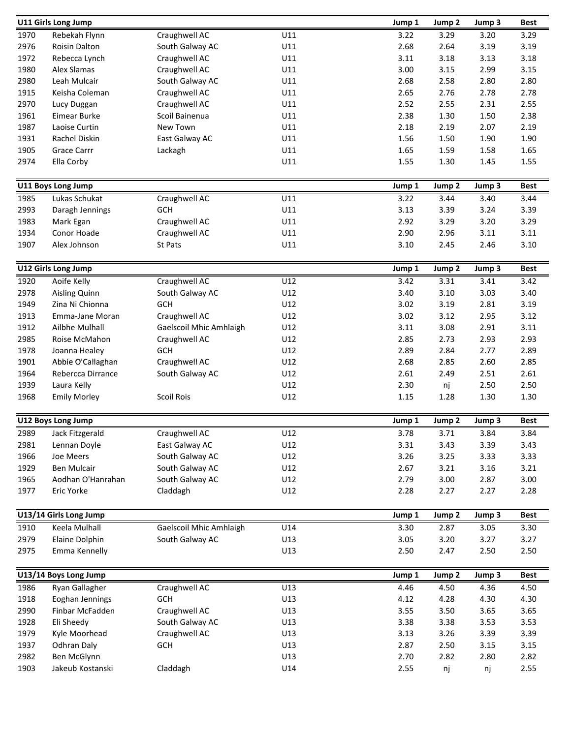| U11 Girls Long Jump | | | | Jump 1 | Jump 2 | Jump 3 | Best |
|---|---|---|---|---|---|---|---|
| 1970 | Rebekah Flynn | Craughwell AC | U11 | 3.22 | 3.29 | 3.20 | 3.29 |
| 2976 | Roisin Dalton | South Galway AC | U11 | 2.68 | 2.64 | 3.19 | 3.19 |
| 1972 | Rebecca Lynch | Craughwell AC | U11 | 3.11 | 3.18 | 3.13 | 3.18 |
| 1980 | Alex Slamas | Craughwell AC | U11 | 3.00 | 3.15 | 2.99 | 3.15 |
| 2980 | Leah Mulcair | South Galway AC | U11 | 2.68 | 2.58 | 2.80 | 2.80 |
| 1915 | Keisha Coleman | Craughwell AC | U11 | 2.65 | 2.76 | 2.78 | 2.78 |
| 2970 | Lucy Duggan | Craughwell AC | U11 | 2.52 | 2.55 | 2.31 | 2.55 |
| 1961 | Eimear Burke | Scoil Bainenua | U11 | 2.38 | 1.30 | 1.50 | 2.38 |
| 1987 | Laoise Curtin | New Town | U11 | 2.18 | 2.19 | 2.07 | 2.19 |
| 1931 | Rachel Diskin | East Galway AC | U11 | 1.56 | 1.50 | 1.90 | 1.90 |
| 1905 | Grace Carrr | Lackagh | U11 | 1.65 | 1.59 | 1.58 | 1.65 |
| 2974 | Ella Corby | | U11 | 1.55 | 1.30 | 1.45 | 1.55 |

| U11 Boys Long Jump | | | | Jump 1 | Jump 2 | Jump 3 | Best |
|---|---|---|---|---|---|---|---|
| 1985 | Lukas Schukat | Craughwell AC | U11 | 3.22 | 3.44 | 3.40 | 3.44 |
| 2993 | Daragh Jennings | GCH | U11 | 3.13 | 3.39 | 3.24 | 3.39 |
| 1983 | Mark Egan | Craughwell AC | U11 | 2.92 | 3.29 | 3.20 | 3.29 |
| 1934 | Conor Hoade | Craughwell AC | U11 | 2.90 | 2.96 | 3.11 | 3.11 |
| 1907 | Alex Johnson | St Pats | U11 | 3.10 | 2.45 | 2.46 | 3.10 |

| U12 Girls Long Jump | | | | Jump 1 | Jump 2 | Jump 3 | Best |
|---|---|---|---|---|---|---|---|
| 1920 | Aoife Kelly | Craughwell AC | U12 | 3.42 | 3.31 | 3.41 | 3.42 |
| 2978 | Aisling Quinn | South Galway AC | U12 | 3.40 | 3.10 | 3.03 | 3.40 |
| 1949 | Zina Ni Chionna | GCH | U12 | 3.02 | 3.19 | 2.81 | 3.19 |
| 1913 | Emma-Jane Moran | Craughwell AC | U12 | 3.02 | 3.12 | 2.95 | 3.12 |
| 1912 | Ailbhe Mulhall | Gaelscoil Mhic Amhlaigh | U12 | 3.11 | 3.08 | 2.91 | 3.11 |
| 2985 | Roise McMahon | Craughwell AC | U12 | 2.85 | 2.73 | 2.93 | 2.93 |
| 1978 | Joanna Healey | GCH | U12 | 2.89 | 2.84 | 2.77 | 2.89 |
| 1901 | Abbie O'Callaghan | Craughwell AC | U12 | 2.68 | 2.85 | 2.60 | 2.85 |
| 1964 | Rebercca Dirrance | South Galway AC | U12 | 2.61 | 2.49 | 2.51 | 2.61 |
| 1939 | Laura Kelly | | U12 | 2.30 | nj | 2.50 | 2.50 |
| 1968 | Emily Morley | Scoil Rois | U12 | 1.15 | 1.28 | 1.30 | 1.30 |

| U12 Boys Long Jump | | | | Jump 1 | Jump 2 | Jump 3 | Best |
|---|---|---|---|---|---|---|---|
| 2989 | Jack Fitzgerald | Craughwell AC | U12 | 3.78 | 3.71 | 3.84 | 3.84 |
| 2981 | Lennan Doyle | East Galway AC | U12 | 3.31 | 3.43 | 3.39 | 3.43 |
| 1966 | Joe Meers | South Galway AC | U12 | 3.26 | 3.25 | 3.33 | 3.33 |
| 1929 | Ben Mulcair | South Galway AC | U12 | 2.67 | 3.21 | 3.16 | 3.21 |
| 1965 | Aodhan O'Hanrahan | South Galway AC | U12 | 2.79 | 3.00 | 2.87 | 3.00 |
| 1977 | Eric Yorke | Claddagh | U12 | 2.28 | 2.27 | 2.27 | 2.28 |

| U13/14 Girls Long Jump | | | | Jump 1 | Jump 2 | Jump 3 | Best |
|---|---|---|---|---|---|---|---|
| 1910 | Keela Mulhall | Gaelscoil Mhic Amhlaigh | U14 | 3.30 | 2.87 | 3.05 | 3.30 |
| 2979 | Elaine Dolphin | South Galway AC | U13 | 3.05 | 3.20 | 3.27 | 3.27 |
| 2975 | Emma Kennelly | | U13 | 2.50 | 2.47 | 2.50 | 2.50 |

| U13/14 Boys Long Jump | | | | Jump 1 | Jump 2 | Jump 3 | Best |
|---|---|---|---|---|---|---|---|
| 1986 | Ryan Gallagher | Craughwell AC | U13 | 4.46 | 4.50 | 4.36 | 4.50 |
| 1918 | Eoghan Jennings | GCH | U13 | 4.12 | 4.28 | 4.30 | 4.30 |
| 2990 | Finbar McFadden | Craughwell AC | U13 | 3.55 | 3.50 | 3.65 | 3.65 |
| 1928 | Eli Sheedy | South Galway AC | U13 | 3.38 | 3.38 | 3.53 | 3.53 |
| 1979 | Kyle Moorhead | Craughwell AC | U13 | 3.13 | 3.26 | 3.39 | 3.39 |
| 1937 | Odhran Daly | GCH | U13 | 2.87 | 2.50 | 3.15 | 3.15 |
| 2982 | Ben McGlynn | | U13 | 2.70 | 2.82 | 2.80 | 2.82 |
| 1903 | Jakeub Kostanski | Claddagh | U14 | 2.55 | nj | nj | 2.55 |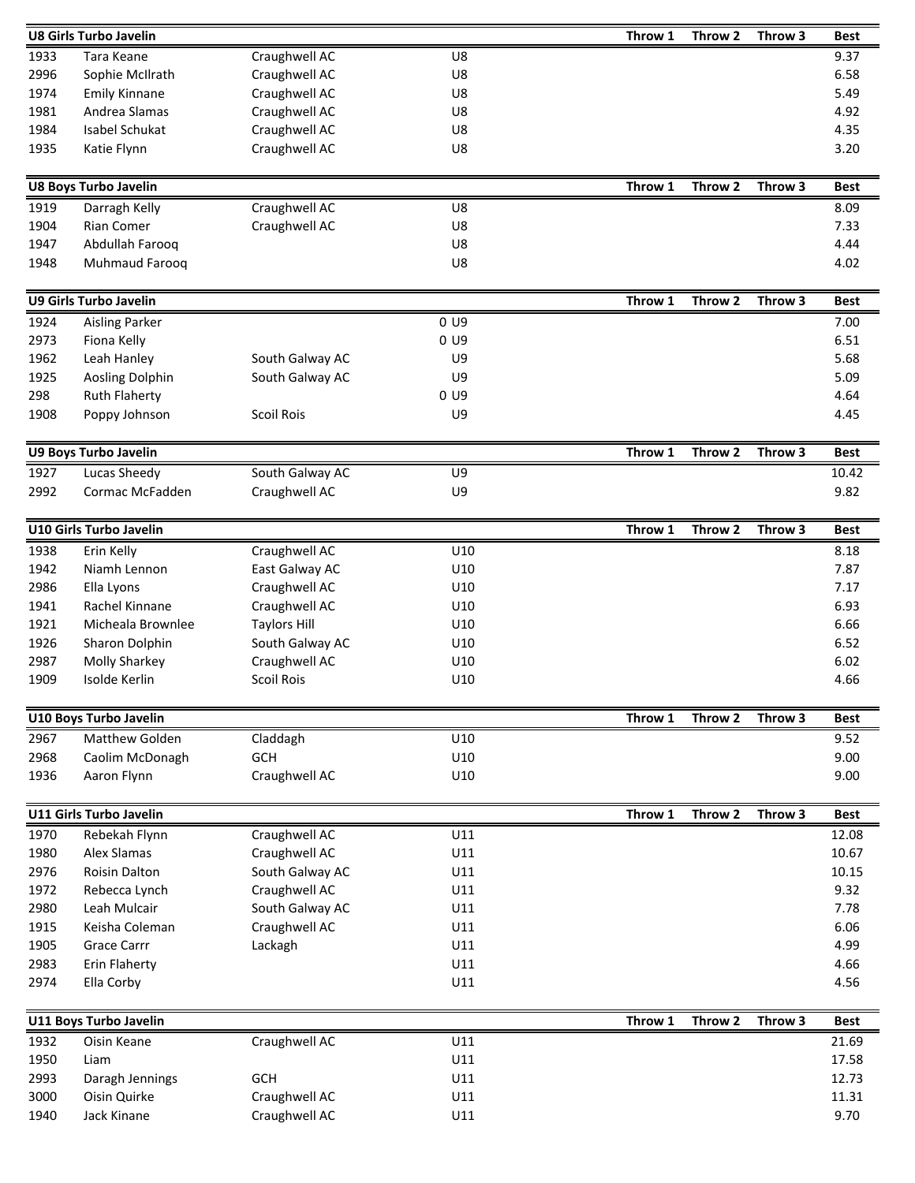| U8 Girls Turbo Javelin | | | | Throw 1 | Throw 2 | Throw 3 | Best |
|---|---|---|---|---|---|---|---|
| 1933 | Tara Keane | Craughwell AC | U8 | | | | 9.37 |
| 2996 | Sophie McIlrath | Craughwell AC | U8 | | | | 6.58 |
| 1974 | Emily Kinnane | Craughwell AC | U8 | | | | 5.49 |
| 1981 | Andrea Slamas | Craughwell AC | U8 | | | | 4.92 |
| 1984 | Isabel Schukat | Craughwell AC | U8 | | | | 4.35 |
| 1935 | Katie Flynn | Craughwell AC | U8 | | | | 3.20 |

| U8 Boys Turbo Javelin | | | | Throw 1 | Throw 2 | Throw 3 | Best |
|---|---|---|---|---|---|---|---|
| 1919 | Darragh Kelly | Craughwell AC | U8 | | | | 8.09 |
| 1904 | Rian Comer | Craughwell AC | U8 | | | | 7.33 |
| 1947 | Abdullah Farooq | | U8 | | | | 4.44 |
| 1948 | Muhmaud Farooq | | U8 | | | | 4.02 |

| U9 Girls Turbo Javelin | | | | Throw 1 | Throw 2 | Throw 3 | Best |
|---|---|---|---|---|---|---|---|
| 1924 | Aisling Parker | | 0 U9 | | | | 7.00 |
| 2973 | Fiona Kelly | | 0 U9 | | | | 6.51 |
| 1962 | Leah Hanley | South Galway AC | U9 | | | | 5.68 |
| 1925 | Aosling Dolphin | South Galway AC | U9 | | | | 5.09 |
| 298 | Ruth Flaherty | | 0 U9 | | | | 4.64 |
| 1908 | Poppy Johnson | Scoil Rois | U9 | | | | 4.45 |

| U9 Boys Turbo Javelin | | | | Throw 1 | Throw 2 | Throw 3 | Best |
|---|---|---|---|---|---|---|---|
| 1927 | Lucas Sheedy | South Galway AC | U9 | | | | 10.42 |
| 2992 | Cormac McFadden | Craughwell AC | U9 | | | | 9.82 |

| U10 Girls Turbo Javelin | | | | Throw 1 | Throw 2 | Throw 3 | Best |
|---|---|---|---|---|---|---|---|
| 1938 | Erin Kelly | Craughwell AC | U10 | | | | 8.18 |
| 1942 | Niamh Lennon | East Galway AC | U10 | | | | 7.87 |
| 2986 | Ella Lyons | Craughwell AC | U10 | | | | 7.17 |
| 1941 | Rachel Kinnane | Craughwell AC | U10 | | | | 6.93 |
| 1921 | Micheala Brownlee | Taylors Hill | U10 | | | | 6.66 |
| 1926 | Sharon Dolphin | South Galway AC | U10 | | | | 6.52 |
| 2987 | Molly Sharkey | Craughwell AC | U10 | | | | 6.02 |
| 1909 | Isolde Kerlin | Scoil Rois | U10 | | | | 4.66 |

| U10 Boys Turbo Javelin | | | | Throw 1 | Throw 2 | Throw 3 | Best |
|---|---|---|---|---|---|---|---|
| 2967 | Matthew Golden | Claddagh | U10 | | | | 9.52 |
| 2968 | Caolim McDonagh | GCH | U10 | | | | 9.00 |
| 1936 | Aaron Flynn | Craughwell AC | U10 | | | | 9.00 |

| U11 Girls Turbo Javelin | | | | Throw 1 | Throw 2 | Throw 3 | Best |
|---|---|---|---|---|---|---|---|
| 1970 | Rebekah Flynn | Craughwell AC | U11 | | | | 12.08 |
| 1980 | Alex Slamas | Craughwell AC | U11 | | | | 10.67 |
| 2976 | Roisin Dalton | South Galway AC | U11 | | | | 10.15 |
| 1972 | Rebecca Lynch | Craughwell AC | U11 | | | | 9.32 |
| 2980 | Leah Mulcair | South Galway AC | U11 | | | | 7.78 |
| 1915 | Keisha Coleman | Craughwell AC | U11 | | | | 6.06 |
| 1905 | Grace Carrr | Lackagh | U11 | | | | 4.99 |
| 2983 | Erin Flaherty | | U11 | | | | 4.66 |
| 2974 | Ella Corby | | U11 | | | | 4.56 |

| U11 Boys Turbo Javelin | | | | Throw 1 | Throw 2 | Throw 3 | Best |
|---|---|---|---|---|---|---|---|
| 1932 | Oisin Keane | Craughwell AC | U11 | | | | 21.69 |
| 1950 | Liam | | U11 | | | | 17.58 |
| 2993 | Daragh Jennings | GCH | U11 | | | | 12.73 |
| 3000 | Oisin Quirke | Craughwell AC | U11 | | | | 11.31 |
| 1940 | Jack Kinane | Craughwell AC | U11 | | | | 9.70 |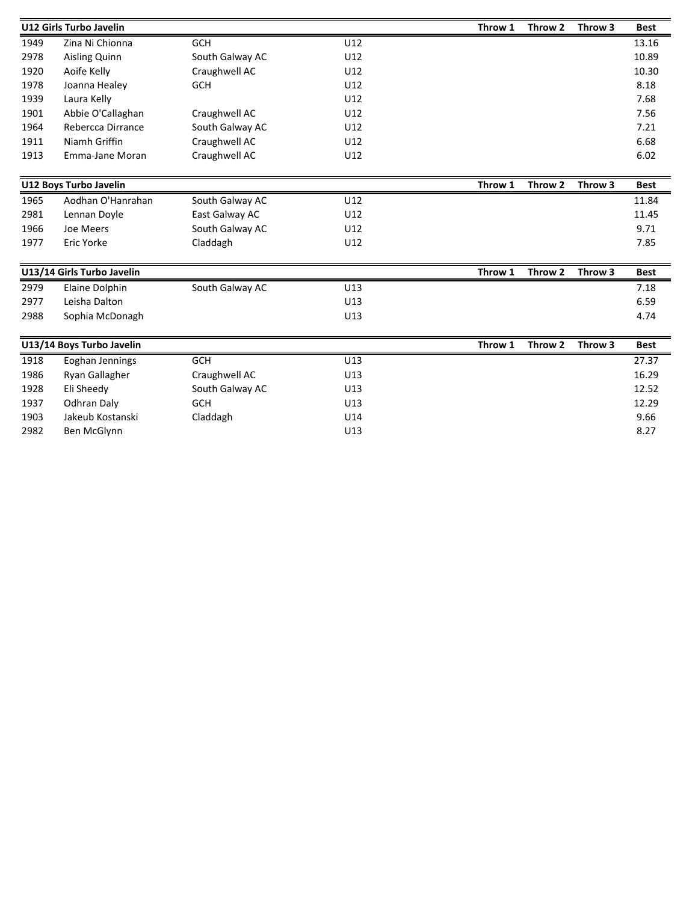| U12 Girls Turbo Javelin | | | | Throw 1 | Throw 2 | Throw 3 | Best |
|---|---|---|---|---|---|---|---|
| 1949 | Zina Ni Chionna | GCH | U12 | | | | 13.16 |
| 2978 | Aisling Quinn | South Galway AC | U12 | | | | 10.89 |
| 1920 | Aoife Kelly | Craughwell AC | U12 | | | | 10.30 |
| 1978 | Joanna Healey | GCH | U12 | | | | 8.18 |
| 1939 | Laura Kelly | | U12 | | | | 7.68 |
| 1901 | Abbie O'Callaghan | Craughwell AC | U12 | | | | 7.56 |
| 1964 | Rebercca Dirrance | South Galway AC | U12 | | | | 7.21 |
| 1911 | Niamh Griffin | Craughwell AC | U12 | | | | 6.68 |
| 1913 | Emma-Jane Moran | Craughwell AC | U12 | | | | 6.02 |

| U12 Boys Turbo Javelin | | | | Throw 1 | Throw 2 | Throw 3 | Best |
|---|---|---|---|---|---|---|---|
| 1965 | Aodhan O'Hanrahan | South Galway AC | U12 | | | | 11.84 |
| 2981 | Lennan Doyle | East Galway AC | U12 | | | | 11.45 |
| 1966 | Joe Meers | South Galway AC | U12 | | | | 9.71 |
| 1977 | Eric Yorke | Claddagh | U12 | | | | 7.85 |

| U13/14 Girls Turbo Javelin | | | | Throw 1 | Throw 2 | Throw 3 | Best |
|---|---|---|---|---|---|---|---|
| 2979 | Elaine Dolphin | South Galway AC | U13 | | | | 7.18 |
| 2977 | Leisha Dalton | | U13 | | | | 6.59 |
| 2988 | Sophia McDonagh | | U13 | | | | 4.74 |

| U13/14 Boys Turbo Javelin | | | | Throw 1 | Throw 2 | Throw 3 | Best |
|---|---|---|---|---|---|---|---|
| 1918 | Eoghan Jennings | GCH | U13 | | | | 27.37 |
| 1986 | Ryan Gallagher | Craughwell AC | U13 | | | | 16.29 |
| 1928 | Eli Sheedy | South Galway AC | U13 | | | | 12.52 |
| 1937 | Odhran Daly | GCH | U13 | | | | 12.29 |
| 1903 | Jakeub Kostanski | Claddagh | U14 | | | | 9.66 |
| 2982 | Ben McGlynn | | U13 | | | | 8.27 |